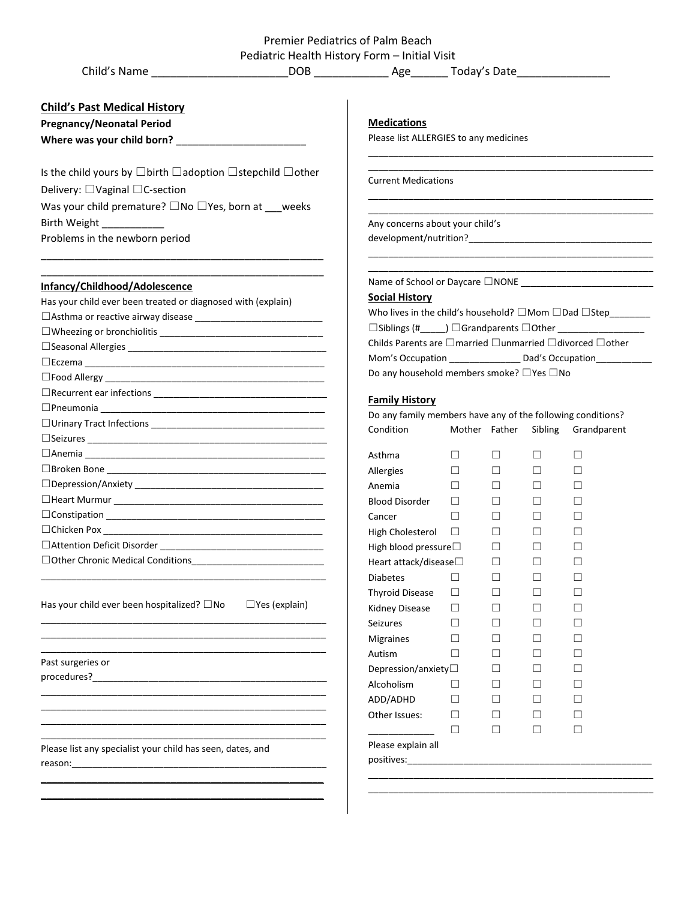Premier Pediatrics of Palm Beach

Pediatric Health History Form – Initial Visit

Child's Name ______________________DOB ____________ Age______ Today's Date_______________

## Child's Past Medical History

**Pregnancy/Neonatal Period**

**Where was your child born?** _______________________

Is the child yours by ☐birth ☐adoption ☐stepchild ☐other

Delivery: ☐Vaginal ☐C-section

Was your child premature? ☐No ☐Yes, born at ___weeks

Birth Weight ___________

Problems in the newborn period

_____________________________________________________

_____________________________________________________

**Infancy/Childhood/Adolescence**

Has your child ever been treated or diagnosed with (explain)

☐Asthma or reactive airway disease _________________________

☐Wheezing or bronchiolitis _______________________________

☐Seasonal Allergies _____________________________________

☐Eczema ____________________________________________

☐Food Allergy _________________________________________

☐Recurrent ear infections __________________________________

☐Pneumonia __________________________________________

☐Urinary Tract Infections _________________________________

☐Seizures _____________________________________________

☐Anemia ______________________________________________

☐Broken Bone _________________________________________

☐Depression/Anxiety ____________________________________

☐Heart Murmur ________________________________________

☐Constipation _________________________________________

☐Chicken Pox _________________________________________

☐Attention Deficit Disorder _______________________________

☐Other Chronic Medical Conditions__________________________

_____________________________________________________

Has your child ever been hospitalized? ☐No ☐Yes (explain)

_____________________________________________________

_____________________________________________________

_____________________________________________________

Past surgeries or procedures?_________________________________________

_____________________________________________________

_____________________________________________________

_____________________________________________________

_____________________________________________________

Please list any specialist your child has seen, dates, and reason:_______________________________________________

_____________________________________________________

_____________________________________________________

**Medications**

Please list ALLERGIES to any medicines

_____________________________________________________

_____________________________________________________

Current Medications

_____________________________________________________

_____________________________________________________

Any concerns about your child's development/nutrition?___________________________________

_____________________________________________________

_____________________________________________________

Name of School or Daycare ☐NONE __________________________

**Social History**

Who lives in the child's household? ☐Mom ☐Dad ☐Step________

☐Siblings (#_____) ☐Grandparents ☐Other _________________

Childs Parents are ☐married ☐unmarried ☐divorced ☐other

Mom's Occupation ______________ Dad's Occupation___________

Do any household members smoke? ☐Yes ☐No

**Family History**

Do any family members have any of the following conditions?

| Condition | Mother | Father | Sibling | Grandparent |
|---|---|---|---|---|
| Asthma | ☐ | ☐ | ☐ | ☐ |
| Allergies | ☐ | ☐ | ☐ | ☐ |
| Anemia | ☐ | ☐ | ☐ | ☐ |
| Blood Disorder | ☐ | ☐ | ☐ | ☐ |
| Cancer | ☐ | ☐ | ☐ | ☐ |
| High Cholesterol | ☐ | ☐ | ☐ | ☐ |
| High blood pressure | ☐ | ☐ | ☐ | ☐ |
| Heart attack/disease | ☐ | ☐ | ☐ | ☐ |
| Diabetes | ☐ | ☐ | ☐ | ☐ |
| Thyroid Disease | ☐ | ☐ | ☐ | ☐ |
| Kidney Disease | ☐ | ☐ | ☐ | ☐ |
| Seizures | ☐ | ☐ | ☐ | ☐ |
| Migraines | ☐ | ☐ | ☐ | ☐ |
| Autism | ☐ | ☐ | ☐ | ☐ |
| Depression/anxiety | ☐ | ☐ | ☐ | ☐ |
| Alcoholism | ☐ | ☐ | ☐ | ☐ |
| ADD/ADHD | ☐ | ☐ | ☐ | ☐ |
| Other Issues: | ☐ | ☐ | ☐ | ☐ |
| ____________ | ☐ | ☐ | ☐ | ☐ |

Please explain all positives:_______________________________________________

_____________________________________________________

_____________________________________________________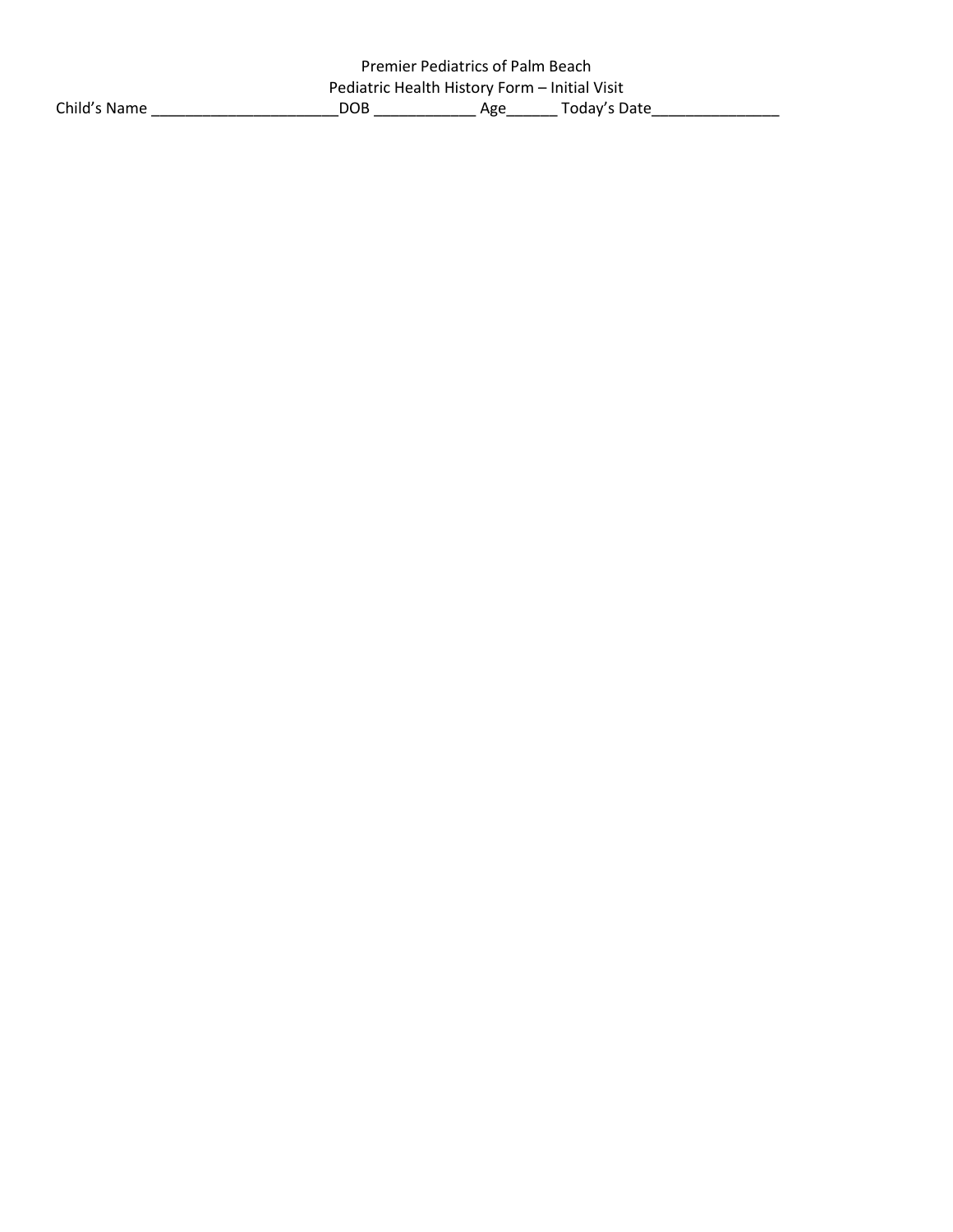Premier Pediatrics of Palm Beach

Pediatric Health History Form – Initial Visit

Child's Name ______________________DOB ____________ Age______ Today's Date_______________